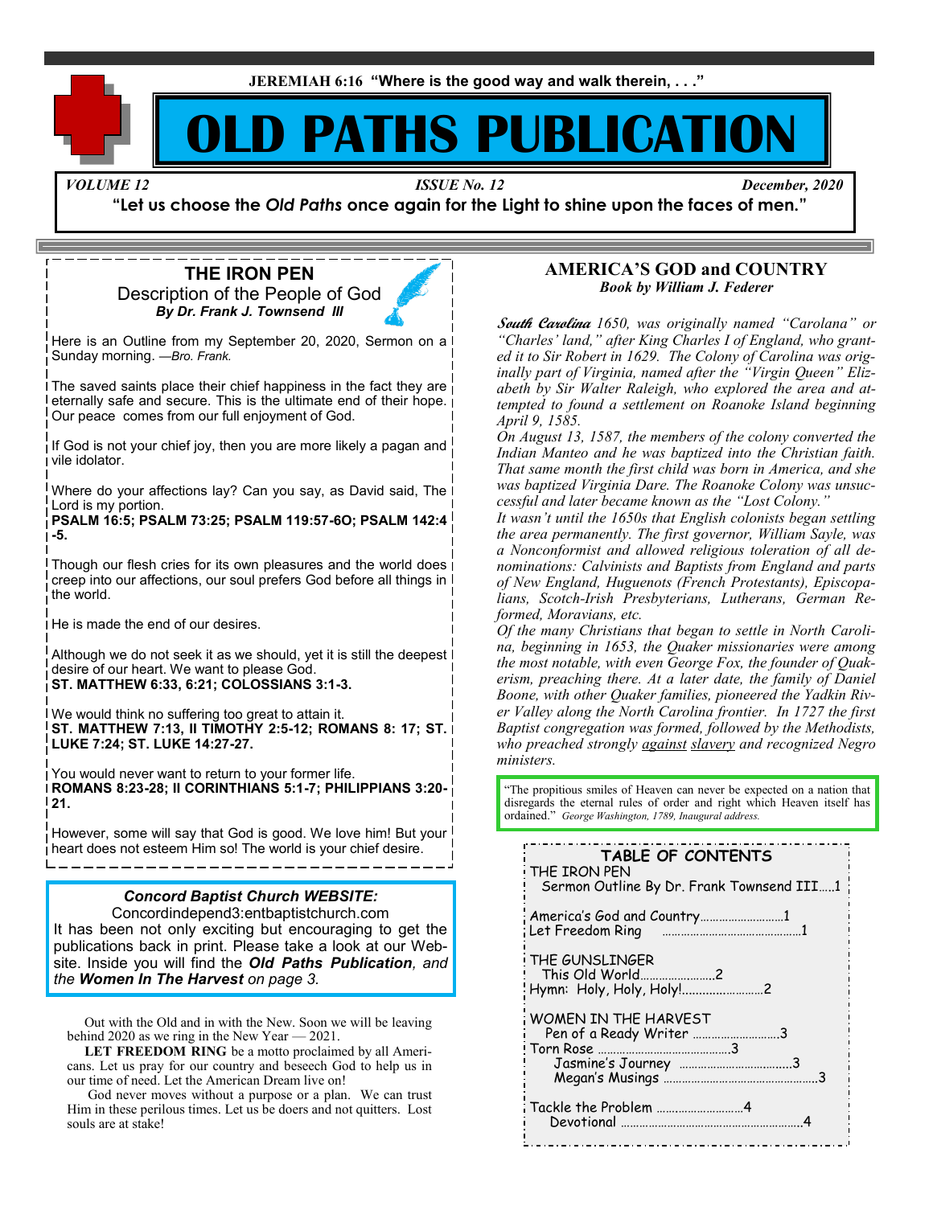JEREMIAH 6:16 **"Where is the good way and walk therein, . . ."**

# OLD PATHS PUBLICATION

*VOLUME 12* *ISSUE No. 12* *December, 2020*

**"Let us choose the *Old Paths* once again for the Light to shine upon the faces of men."**

## THE IRON PEN

### Description of the People of God

***By Dr. Frank J. Townsend III***

Here is an Outline from my September 20, 2020, Sermon on a Sunday morning. —*Bro. Frank.*

The saved saints place their chief happiness in the fact they are eternally safe and secure. This is the ultimate end of their hope. Our peace comes from our full enjoyment of God.

If God is not your chief joy, then you are more likely a pagan and vile idolator.

Where do your affections lay? Can you say, as David said, The Lord is my portion.
**PSALM 16:5; PSALM 73:25; PSALM 119:57-6O; PSALM 142:4-5.**

Though our flesh cries for its own pleasures and the world does creep into our affections, our soul prefers God before all things in the world.

He is made the end of our desires.

Although we do not seek it as we should, yet it is still the deepest desire of our heart. We want to please God.
**ST. MATTHEW 6:33, 6:21; COLOSSIANS 3:1-3.**

We would think no suffering too great to attain it.
**ST. MATTHEW 7:13, II TIMOTHY 2:5-12; ROMANS 8: 17; ST. LUKE 7:24; ST. LUKE 14:27-27.**

You would never want to return to your former life.
**ROMANS 8:23-28; II CORINTHIANS 5:1-7; PHILIPPIANS 3:20-21.**

However, some will say that God is good. We love him! But your heart does not esteem Him so! The world is your chief desire.

***Concord Baptist Church WEBSITE:***

Concordindepend3:entbaptistchurch.com

It has been not only exciting but encouraging to get the publications back in print. Please take a look at our Website. Inside you will find the ***Old Paths Publication****, and the* ***Women In The Harvest*** *on page 3.*

Out with the Old and in with the New. Soon we will be leaving behind 2020 as we ring in the New Year — 2021.

**LET FREEDOM RING** be a motto proclaimed by all Americans. Let us pray for our country and beseech God to help us in our time of need. Let the American Dream live on!

God never moves without a purpose or a plan. We can trust Him in these perilous times. Let us be doers and not quitters. Lost souls are at stake!

## AMERICA'S GOD and COUNTRY

***Book by William J. Federer***

***South Carolina*** *1650, was originally named "Carolana" or "Charles' land," after King Charles I of England, who granted it to Sir Robert in 1629. The Colony of Carolina was originally part of Virginia, named after the "Virgin Queen" Elizabeth by Sir Walter Raleigh, who explored the area and attempted to found a settlement on Roanoke Island beginning April 9, 1585.*

*On August 13, 1587, the members of the colony converted the Indian Manteo and he was baptized into the Christian faith. That same month the first child was born in America, and she was baptized Virginia Dare. The Roanoke Colony was unsuccessful and later became known as the "Lost Colony."*

*It wasn't until the 1650s that English colonists began settling the area permanently. The first governor, William Sayle, was a Nonconformist and allowed religious toleration of all denominations: Calvinists and Baptists from England and parts of New England, Huguenots (French Protestants), Episcopalians, Scotch-Irish Presbyterians, Lutherans, German Reformed, Moravians, etc.*

*Of the many Christians that began to settle in North Carolina, beginning in 1653, the Quaker missionaries were among the most notable, with even George Fox, the founder of Quakerism, preaching there. At a later date, the family of Daniel Boone, with other Quaker families, pioneered the Yadkin River Valley along the North Carolina frontier. In 1727 the first Baptist congregation was formed, followed by the Methodists, who preached strongly against slavery and recognized Negro ministers.*

"The propitious smiles of Heaven can never be expected on a nation that disregards the eternal rules of order and right which Heaven itself has ordained." *George Washington, 1789, Inaugural address.*

### TABLE OF CONTENTS

THE IRON PEN
- Sermon Outline By Dr. Frank Townsend III.....1

America's God and Country.....1
Let Freedom Ring.....1

THE GUNSLINGER
- This Old World.....2

Hymn: Holy, Holy, Holy!.....2

WOMEN IN THE HARVEST
- Pen of a Ready Writer.....3

Torn Rose.....3
- Jasmine's Journey.....3
- Megan's Musings.....3

Tackle the Problem.....4
- Devotional.....4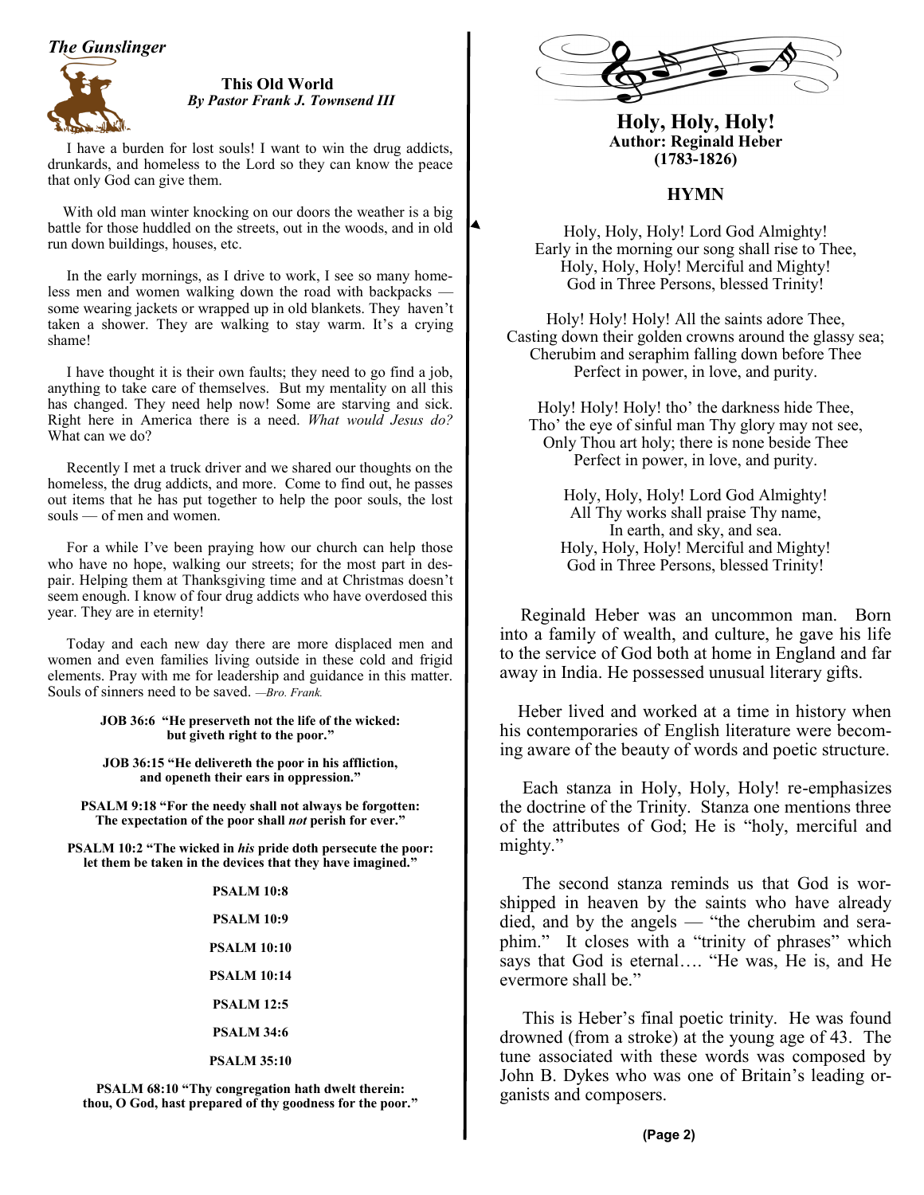*The Gunslinger*

### This Old World
*By Pastor Frank J. Townsend III*

I have a burden for lost souls! I want to win the drug addicts, drunkards, and homeless to the Lord so they can know the peace that only God can give them.

With old man winter knocking on our doors the weather is a big battle for those huddled on the streets, out in the woods, and in old run down buildings, houses, etc.

In the early mornings, as I drive to work, I see so many homeless men and women walking down the road with backpacks — some wearing jackets or wrapped up in old blankets. They haven't taken a shower. They are walking to stay warm. It's a crying shame!

I have thought it is their own faults; they need to go find a job, anything to take care of themselves. But my mentality on all this has changed. They need help now! Some are starving and sick. Right here in America there is a need. *What would Jesus do?* What can we do?

Recently I met a truck driver and we shared our thoughts on the homeless, the drug addicts, and more. Come to find out, he passes out items that he has put together to help the poor souls, the lost souls — of men and women.

For a while I've been praying how our church can help those who have no hope, walking our streets; for the most part in despair. Helping them at Thanksgiving time and at Christmas doesn't seem enough. I know of four drug addicts who have overdosed this year. They are in eternity!

Today and each new day there are more displaced men and women and even families living outside in these cold and frigid elements. Pray with me for leadership and guidance in this matter. Souls of sinners need to be saved. *—Bro. Frank.*

**JOB 36:6 "He preserveth not the life of the wicked: but giveth right to the poor."**

**JOB 36:15 "He delivereth the poor in his affliction, and openeth their ears in oppression."**

**PSALM 9:18 "For the needy shall not always be forgotten: The expectation of the poor shall *not* perish for ever."**

**PSALM 10:2 "The wicked in *his* pride doth persecute the poor: let them be taken in the devices that they have imagined."**

**PSALM 10:8**

**PSALM 10:9**

**PSALM 10:10**

**PSALM 10:14**

**PSALM 12:5**

**PSALM 34:6**

**PSALM 35:10**

**PSALM 68:10 "Thy congregation hath dwelt therein: thou, O God, hast prepared of thy goodness for the poor."**

## Holy, Holy, Holy!
**Author: Reginald Heber (1783-1826)**

### HYMN

Holy, Holy, Holy! Lord God Almighty!
Early in the morning our song shall rise to Thee,
Holy, Holy, Holy! Merciful and Mighty!
God in Three Persons, blessed Trinity!

Holy! Holy! Holy! All the saints adore Thee,
Casting down their golden crowns around the glassy sea;
Cherubim and seraphim falling down before Thee
Perfect in power, in love, and purity.

Holy! Holy! Holy! tho' the darkness hide Thee,
Tho' the eye of sinful man Thy glory may not see,
Only Thou art holy; there is none beside Thee
Perfect in power, in love, and purity.

Holy, Holy, Holy! Lord God Almighty!
All Thy works shall praise Thy name,
In earth, and sky, and sea.
Holy, Holy, Holy! Merciful and Mighty!
God in Three Persons, blessed Trinity!

Reginald Heber was an uncommon man. Born into a family of wealth, and culture, he gave his life to the service of God both at home in England and far away in India. He possessed unusual literary gifts.

Heber lived and worked at a time in history when his contemporaries of English literature were becoming aware of the beauty of words and poetic structure.

Each stanza in Holy, Holy, Holy! re-emphasizes the doctrine of the Trinity. Stanza one mentions three of the attributes of God; He is "holy, merciful and mighty."

The second stanza reminds us that God is worshipped in heaven by the saints who have already died, and by the angels — "the cherubim and seraphim." It closes with a "trinity of phrases" which says that God is eternal…. "He was, He is, and He evermore shall be."

This is Heber's final poetic trinity. He was found drowned (from a stroke) at the young age of 43. The tune associated with these words was composed by John B. Dykes who was one of Britain's leading organists and composers.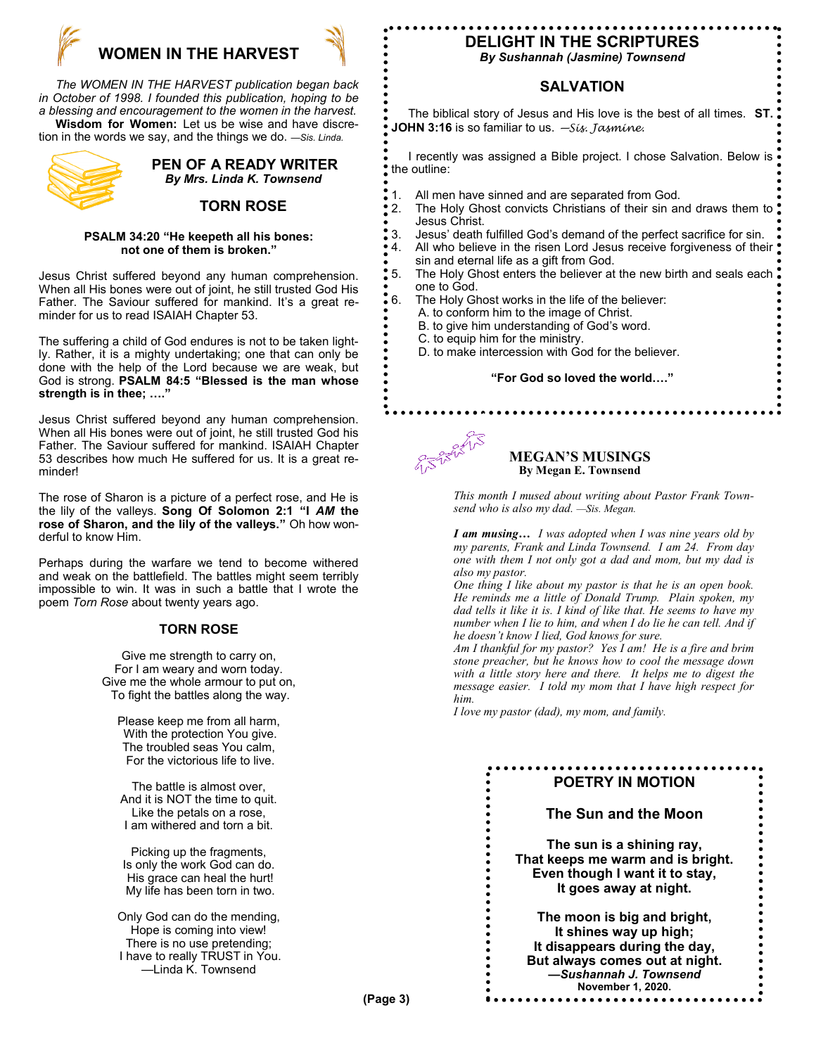# WOMEN IN THE HARVEST

*The WOMEN IN THE HARVEST publication began back in October of 1998. I founded this publication, hoping to be a blessing and encouragement to the women in the harvest.*

**Wisdom for Women:** Let us be wise and have discretion in the words we say, and the things we do. *—Sis. Linda.*

## PEN OF A READY WRITER

***By Mrs. Linda K. Townsend***

### TORN ROSE

**PSALM 34:20 "He keepeth all his bones: not one of them is broken."**

Jesus Christ suffered beyond any human comprehension. When all His bones were out of joint, he still trusted God His Father. The Saviour suffered for mankind. It's a great reminder for us to read ISAIAH Chapter 53.

The suffering a child of God endures is not to be taken lightly. Rather, it is a mighty undertaking; one that can only be done with the help of the Lord because we are weak, but God is strong. **PSALM 84:5 "Blessed is the man whose strength is in thee; …."**

Jesus Christ suffered beyond any human comprehension. When all His bones were out of joint, he still trusted God his Father. The Saviour suffered for mankind. ISAIAH Chapter 53 describes how much He suffered for us. It is a great reminder!

The rose of Sharon is a picture of a perfect rose, and He is the lily of the valleys. **Song Of Solomon 2:1 "I *AM* the rose of Sharon, and the lily of the valleys."** Oh how wonderful to know Him.

Perhaps during the warfare we tend to become withered and weak on the battlefield. The battles might seem terribly impossible to win. It was in such a battle that I wrote the poem *Torn Rose* about twenty years ago.

### TORN ROSE

Give me strength to carry on,
For I am weary and worn today.
Give me the whole armour to put on,
To fight the battles along the way.

Please keep me from all harm,
With the protection You give.
The troubled seas You calm,
For the victorious life to live.

The battle is almost over,
And it is NOT the time to quit.
Like the petals on a rose,
I am withered and torn a bit.

Picking up the fragments,
Is only the work God can do.
His grace can heal the hurt!
My life has been torn in two.

Only God can do the mending,
Hope is coming into view!
There is no use pretending;
I have to really TRUST in You.
—Linda K. Townsend

## DELIGHT IN THE SCRIPTURES

***By Sushannah (Jasmine) Townsend***

### SALVATION

The biblical story of Jesus and His love is the best of all times. **ST. JOHN 3:16** is so familiar to us. *—Sis. Jasmine.*

I recently was assigned a Bible project. I chose Salvation. Below is the outline:

1. All men have sinned and are separated from God.
2. The Holy Ghost convicts Christians of their sin and draws them to Jesus Christ.
3. Jesus' death fulfilled God's demand of the perfect sacrifice for sin.
4. All who believe in the risen Lord Jesus receive forgiveness of their sin and eternal life as a gift from God.
5. The Holy Ghost enters the believer at the new birth and seals each one to God.
6. The Holy Ghost works in the life of the believer:
   - A. to conform him to the image of Christ.
   - B. to give him understanding of God's word.
   - C. to equip him for the ministry.
   - D. to make intercession with God for the believer.

**"For God so loved the world…."**

## MEGAN'S MUSINGS

**By Megan E. Townsend**

*This month I mused about writing about Pastor Frank Townsend who is also my dad. —Sis. Megan.*

***I am musing…*** *I was adopted when I was nine years old by my parents, Frank and Linda Townsend. I am 24. From day one with them I not only got a dad and mom, but my dad is also my pastor.*

*One thing I like about my pastor is that he is an open book. He reminds me a little of Donald Trump. Plain spoken, my dad tells it like it is. I kind of like that. He seems to have my number when I lie to him, and when I do lie he can tell. And if he doesn't know I lied, God knows for sure.*

*Am I thankful for my pastor? Yes I am! He is a fire and brim stone preacher, but he knows how to cool the message down with a little story here and there. It helps me to digest the message easier. I told my mom that I have high respect for him.*

*I love my pastor (dad), my mom, and family.*

## POETRY IN MOTION

### The Sun and the Moon

**The sun is a shining ray,
That keeps me warm and is bright.
Even though I want it to stay,
It goes away at night.**

**The moon is big and bright,
It shines way up high;
It disappears during the day,
But always comes out at night.**

***—Sushannah J. Townsend***
**November 1, 2020.**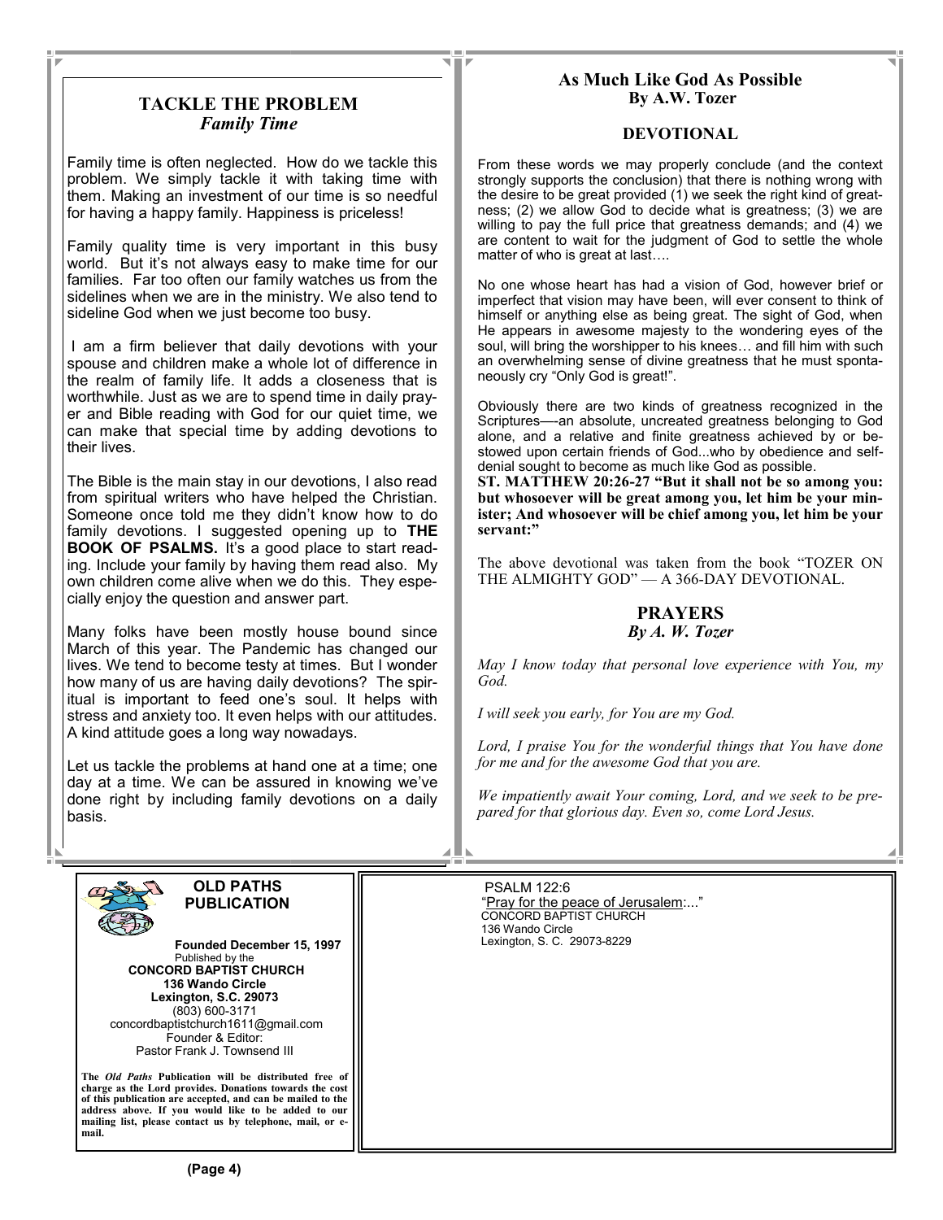## TACKLE THE PROBLEM
### *Family Time*

Family time is often neglected. How do we tackle this problem. We simply tackle it with taking time with them. Making an investment of our time is so needful for having a happy family. Happiness is priceless!

Family quality time is very important in this busy world. But it's not always easy to make time for our families. Far too often our family watches us from the sidelines when we are in the ministry. We also tend to sideline God when we just become too busy.

I am a firm believer that daily devotions with your spouse and children make a whole lot of difference in the realm of family life. It adds a closeness that is worthwhile. Just as we are to spend time in daily prayer and Bible reading with God for our quiet time, we can make that special time by adding devotions to their lives.

The Bible is the main stay in our devotions, I also read from spiritual writers who have helped the Christian. Someone once told me they didn't know how to do family devotions. I suggested opening up to **THE BOOK OF PSALMS.** It's a good place to start reading. Include your family by having them read also. My own children come alive when we do this. They especially enjoy the question and answer part.

Many folks have been mostly house bound since March of this year. The Pandemic has changed our lives. We tend to become testy at times. But I wonder how many of us are having daily devotions? The spiritual is important to feed one's soul. It helps with stress and anxiety too. It even helps with our attitudes. A kind attitude goes a long way nowadays.

Let us tackle the problems at hand one at a time; one day at a time. We can be assured in knowing we've done right by including family devotions on a daily basis.

## As Much Like God As Possible
### By A.W. Tozer

### DEVOTIONAL

From these words we may properly conclude (and the context strongly supports the conclusion) that there is nothing wrong with the desire to be great provided (1) we seek the right kind of greatness; (2) we allow God to decide what is greatness; (3) we are willing to pay the full price that greatness demands; and (4) we are content to wait for the judgment of God to settle the whole matter of who is great at last….

No one whose heart has had a vision of God, however brief or imperfect that vision may have been, will ever consent to think of himself or anything else as being great. The sight of God, when He appears in awesome majesty to the wondering eyes of the soul, will bring the worshipper to his knees… and fill him with such an overwhelming sense of divine greatness that he must spontaneously cry "Only God is great!".

Obviously there are two kinds of greatness recognized in the Scriptures—-an absolute, uncreated greatness belonging to God alone, and a relative and finite greatness achieved by or bestowed upon certain friends of God...who by obedience and self-denial sought to become as much like God as possible.

**ST. MATTHEW 20:26-27 "But it shall not be so among you: but whosoever will be great among you, let him be your minister; And whosoever will be chief among you, let him be your servant:"**

The above devotional was taken from the book "TOZER ON THE ALMIGHTY GOD" — A 366-DAY DEVOTIONAL.

## PRAYERS
### *By A. W. Tozer*

*May I know today that personal love experience with You, my God.*

*I will seek you early, for You are my God.*

*Lord, I praise You for the wonderful things that You have done for me and for the awesome God that you are.*

*We impatiently await Your coming, Lord, and we seek to be prepared for that glorious day. Even so, come Lord Jesus.*

---

**OLD PATHS PUBLICATION**

**Founded December 15, 1997**
Published by the
**CONCORD BAPTIST CHURCH**
**136 Wando Circle**
**Lexington, S.C. 29073**
(803) 600-3171
concordbaptistchurch1611@gmail.com
Founder & Editor:
Pastor Frank J. Townsend III

**The *Old Paths* Publication will be distributed free of charge as the Lord provides. Donations towards the cost of this publication are accepted, and can be mailed to the address above. If you would like to be added to our mailing list, please contact us by telephone, mail, or e-mail.**

PSALM 122:6
"Pray for the peace of Jerusalem:..."
CONCORD BAPTIST CHURCH
136 Wando Circle
Lexington, S. C. 29073-8229